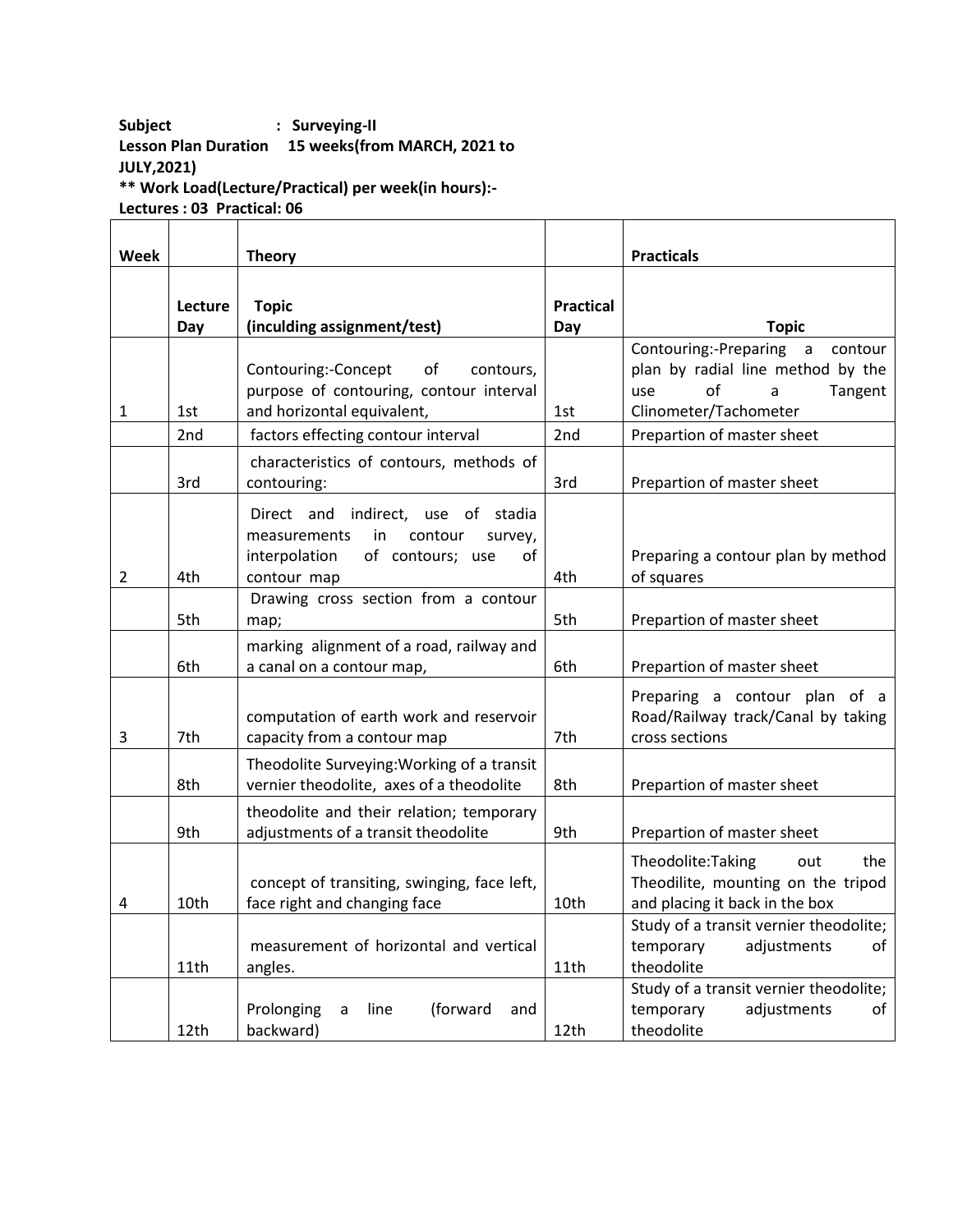**Subject : Surveying-II**
**Lesson Plan Duration 15 weeks(from MARCH, 2021 to JULY,2021)**
**** Work Load(Lecture/Practical) per week(in hours):-**
**Lectures : 03 Practical: 06**

| Week | | Theory | | Practicals |
|---|---|---|---|---|
| | Lecture Day | Topic (inculding assignment/test) | Practical Day | Topic |
| 1 | 1st | Contouring:-Concept of contours, purpose of contouring, contour interval and horizontal equivalent, | 1st | Contouring:-Preparing a contour plan by radial line method by the use of a Tangent Clinometer/Tachometer |
| | 2nd | factors effecting contour interval | 2nd | Prepartion of master sheet |
| | 3rd | characteristics of contours, methods of contouring: | 3rd | Prepartion of master sheet |
| 2 | 4th | Direct and indirect, use of stadia measurements in contour survey, interpolation of contours; use of contour map | 4th | Preparing a contour plan by method of squares |
| | 5th | Drawing cross section from a contour map; | 5th | Prepartion of master sheet |
| | 6th | marking alignment of a road, railway and a canal on a contour map, | 6th | Prepartion of master sheet |
| 3 | 7th | computation of earth work and reservoir capacity from a contour map | 7th | Preparing a contour plan of a Road/Railway track/Canal by taking cross sections |
| | 8th | Theodolite Surveying:Working of a transit vernier theodolite, axes of a theodolite | 8th | Prepartion of master sheet |
| | 9th | theodolite and their relation; temporary adjustments of a transit theodolite | 9th | Prepartion of master sheet |
| 4 | 10th | concept of transiting, swinging, face left, face right and changing face | 10th | Theodolite:Taking out the Theodilite, mounting on the tripod and placing it back in the box |
| | 11th | measurement of horizontal and vertical angles. | 11th | Study of a transit vernier theodolite; temporary adjustments of theodolite |
| | 12th | Prolonging a line (forward and backward) | 12th | Study of a transit vernier theodolite; temporary adjustments of theodolite |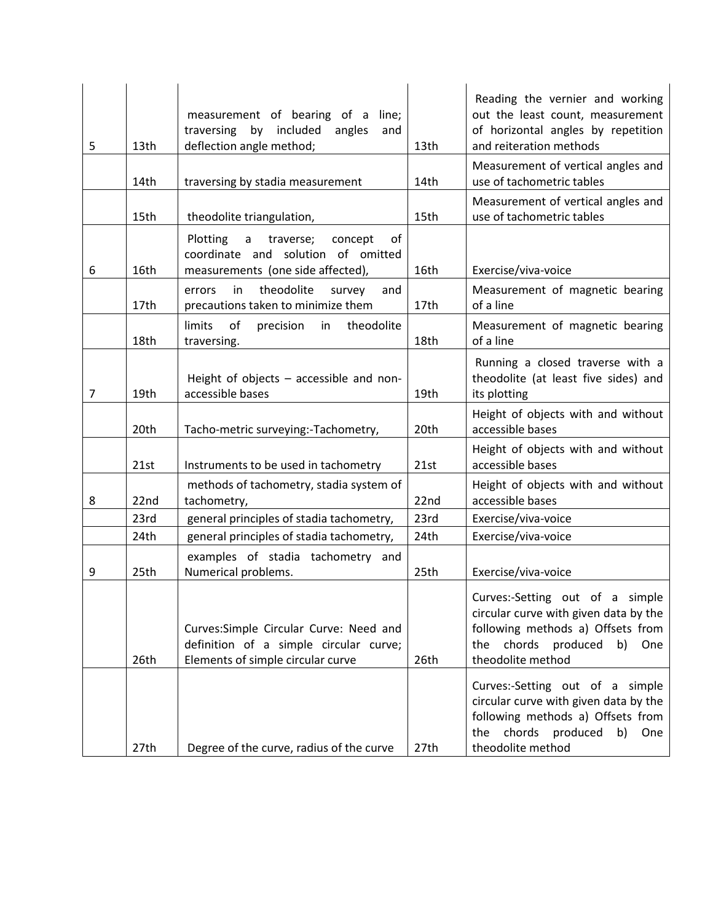| | | | | |
|---|---|---|---|---|
| 5 | 13th | measurement of bearing of a line; traversing by included angles and deflection angle method; | 13th | Reading the vernier and working out the least count, measurement of horizontal angles by repetition and reiteration methods |
| | 14th | traversing by stadia measurement | 14th | Measurement of vertical angles and use of tachometric tables |
| | 15th | theodolite triangulation, | 15th | Measurement of vertical angles and use of tachometric tables |
| 6 | 16th | Plotting a traverse; concept of coordinate and solution of omitted measurements (one side affected), | 16th | Exercise/viva-voice |
| | 17th | errors in theodolite survey and precautions taken to minimize them | 17th | Measurement of magnetic bearing of a line |
| | 18th | limits of precision in theodolite traversing. | 18th | Measurement of magnetic bearing of a line |
| 7 | 19th | Height of objects – accessible and non-accessible bases | 19th | Running a closed traverse with a theodolite (at least five sides) and its plotting |
| | 20th | Tacho-metric surveying:-Tachometry, | 20th | Height of objects with and without accessible bases |
| | 21st | Instruments to be used in tachometry | 21st | Height of objects with and without accessible bases |
| 8 | 22nd | methods of tachometry, stadia system of tachometry, | 22nd | Height of objects with and without accessible bases |
| | 23rd | general principles of stadia tachometry, | 23rd | Exercise/viva-voice |
| | 24th | general principles of stadia tachometry, | 24th | Exercise/viva-voice |
| 9 | 25th | examples of stadia tachometry and Numerical problems. | 25th | Exercise/viva-voice |
| | 26th | Curves:Simple Circular Curve: Need and definition of a simple circular curve; Elements of simple circular curve | 26th | Curves:-Setting out of a simple circular curve with given data by the following methods a) Offsets from the chords produced b) One theodolite method |
| | 27th | Degree of the curve, radius of the curve | 27th | Curves:-Setting out of a simple circular curve with given data by the following methods a) Offsets from the chords produced b) One theodolite method |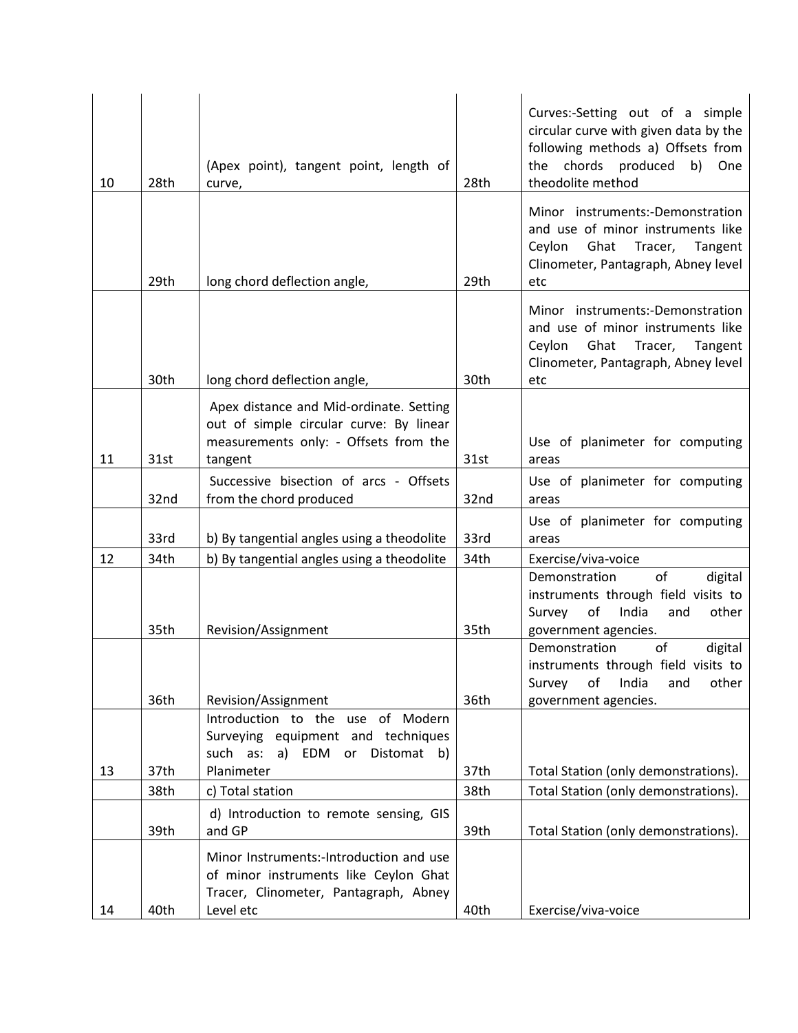| | | | | |
|---|---|---|---|---|
| 10 | 28th | (Apex point), tangent point, length of curve, | 28th | Curves:-Setting out of a simple circular curve with given data by the following methods a) Offsets from the chords produced b) One theodolite method |
| | 29th | long chord deflection angle, | 29th | Minor instruments:-Demonstration and use of minor instruments like Ceylon Ghat Tracer, Tangent Clinometer, Pantagraph, Abney level etc |
| | 30th | long chord deflection angle, | 30th | Minor instruments:-Demonstration and use of minor instruments like Ceylon Ghat Tracer, Tangent Clinometer, Pantagraph, Abney level etc |
| 11 | 31st | Apex distance and Mid-ordinate. Setting out of simple circular curve: By linear measurements only: - Offsets from the tangent | 31st | Use of planimeter for computing areas |
| | 32nd | Successive bisection of arcs - Offsets from the chord produced | 32nd | Use of planimeter for computing areas |
| | 33rd | b) By tangential angles using a theodolite | 33rd | Use of planimeter for computing areas |
| 12 | 34th | b) By tangential angles using a theodolite | 34th | Exercise/viva-voice |
| | 35th | Revision/Assignment | 35th | Demonstration of digital instruments through field visits to Survey of India and other government agencies. |
| | 36th | Revision/Assignment | 36th | Demonstration of digital instruments through field visits to Survey of India and other government agencies. |
| 13 | 37th | Introduction to the use of Modern Surveying equipment and techniques such as: a) EDM or Distomat b) Planimeter | 37th | Total Station (only demonstrations). |
| | 38th | c) Total station | 38th | Total Station (only demonstrations). |
| | 39th | d) Introduction to remote sensing, GIS and GP | 39th | Total Station (only demonstrations). |
| 14 | 40th | Minor Instruments:-Introduction and use of minor instruments like Ceylon Ghat Tracer, Clinometer, Pantagraph, Abney Level etc | 40th | Exercise/viva-voice |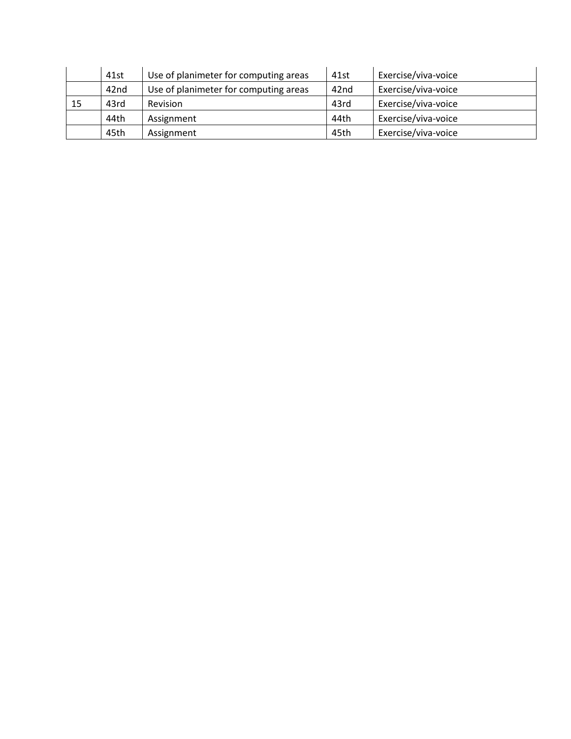| | | | | |
|---|---|---|---|---|
| | 41st | Use of planimeter for computing areas | 41st | Exercise/viva-voice |
| | 42nd | Use of planimeter for computing areas | 42nd | Exercise/viva-voice |
| 15 | 43rd | Revision | 43rd | Exercise/viva-voice |
| | 44th | Assignment | 44th | Exercise/viva-voice |
| | 45th | Assignment | 45th | Exercise/viva-voice |